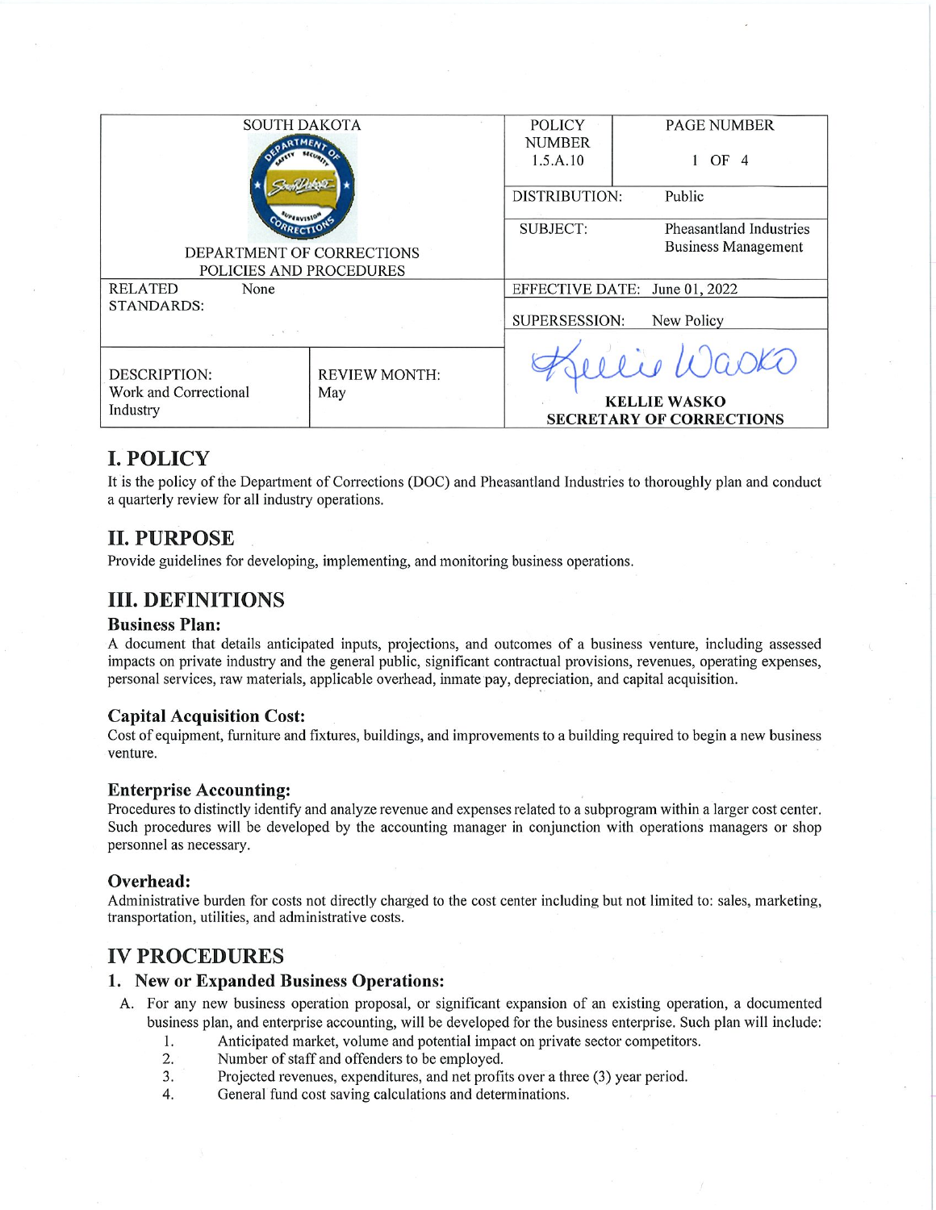| SOUTH DAKOTA DEPARTMENT OF CORRECTIONS POLICIES AND PROCEDURES | | POLICY NUMBER 1.5.A.10 | PAGE NUMBER 1 OF 4 |
|---|---|---|---|
| | | DISTRIBUTION: | Public |
| | | SUBJECT: | Pheasantland Industries Business Management |
| RELATED STANDARDS: | None | EFFECTIVE DATE: | June 01, 2022 |
| | | SUPERSESSION: | New Policy |
| DESCRIPTION: Work and Correctional Industry | REVIEW MONTH: May | KELLIE WASKO SECRETARY OF CORRECTIONS | |

# I. POLICY

It is the policy of the Department of Corrections (DOC) and Pheasantland Industries to thoroughly plan and conduct a quarterly review for all industry operations.

# II. PURPOSE

Provide guidelines for developing, implementing, and monitoring business operations.

# III. DEFINITIONS

### Business Plan:

A document that details anticipated inputs, projections, and outcomes of a business venture, including assessed impacts on private industry and the general public, significant contractual provisions, revenues, operating expenses, personal services, raw materials, applicable overhead, inmate pay, depreciation, and capital acquisition.

### Capital Acquisition Cost:

Cost of equipment, furniture and fixtures, buildings, and improvements to a building required to begin a new business venture.

### Enterprise Accounting:

Procedures to distinctly identify and analyze revenue and expenses related to a subprogram within a larger cost center. Such procedures will be developed by the accounting manager in conjunction with operations managers or shop personnel as necessary.

### Overhead:

Administrative burden for costs not directly charged to the cost center including but not limited to: sales, marketing, transportation, utilities, and administrative costs.

# IV PROCEDURES

## 1. New or Expanded Business Operations:

A. For any new business operation proposal, or significant expansion of an existing operation, a documented business plan, and enterprise accounting, will be developed for the business enterprise. Such plan will include:

1. Anticipated market, volume and potential impact on private sector competitors.
2. Number of staff and offenders to be employed.
3. Projected revenues, expenditures, and net profits over a three (3) year period.
4. General fund cost saving calculations and determinations.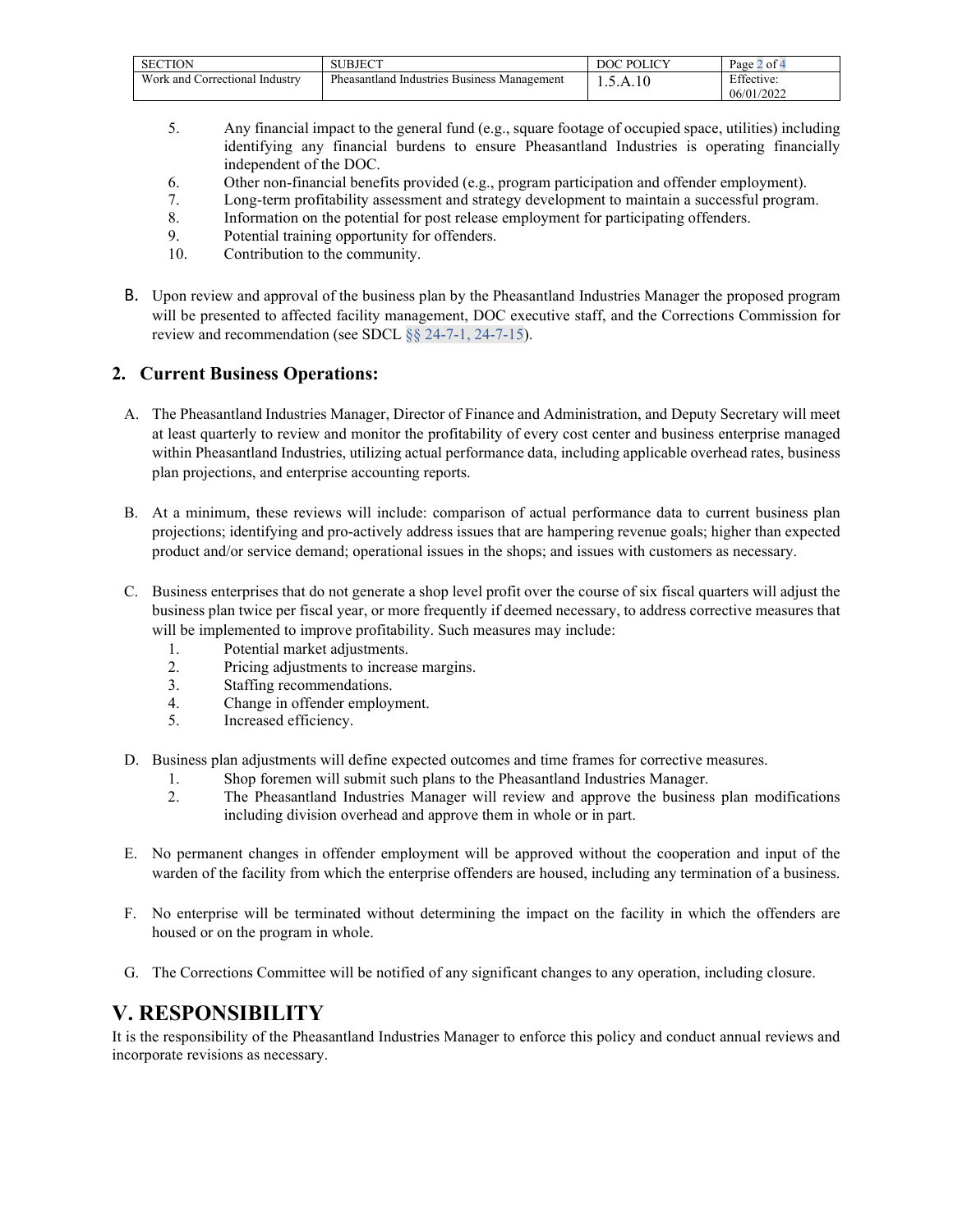5. Any financial impact to the general fund (e.g., square footage of occupied space, utilities) including identifying any financial burdens to ensure Pheasantland Industries is operating financially independent of the DOC.
6. Other non-financial benefits provided (e.g., program participation and offender employment).
7. Long-term profitability assessment and strategy development to maintain a successful program.
8. Information on the potential for post release employment for participating offenders.
9. Potential training opportunity for offenders.
10. Contribution to the community.

B. Upon review and approval of the business plan by the Pheasantland Industries Manager the proposed program will be presented to affected facility management, DOC executive staff, and the Corrections Commission for review and recommendation (see SDCL §§ 24-7-1, 24-7-15).

## 2. Current Business Operations:

A. The Pheasantland Industries Manager, Director of Finance and Administration, and Deputy Secretary will meet at least quarterly to review and monitor the profitability of every cost center and business enterprise managed within Pheasantland Industries, utilizing actual performance data, including applicable overhead rates, business plan projections, and enterprise accounting reports.

B. At a minimum, these reviews will include: comparison of actual performance data to current business plan projections; identifying and pro-actively address issues that are hampering revenue goals; higher than expected product and/or service demand; operational issues in the shops; and issues with customers as necessary.

C. Business enterprises that do not generate a shop level profit over the course of six fiscal quarters will adjust the business plan twice per fiscal year, or more frequently if deemed necessary, to address corrective measures that will be implemented to improve profitability. Such measures may include:

1. Potential market adjustments.
2. Pricing adjustments to increase margins.
3. Staffing recommendations.
4. Change in offender employment.
5. Increased efficiency.

D. Business plan adjustments will define expected outcomes and time frames for corrective measures.

1. Shop foremen will submit such plans to the Pheasantland Industries Manager.
2. The Pheasantland Industries Manager will review and approve the business plan modifications including division overhead and approve them in whole or in part.

E. No permanent changes in offender employment will be approved without the cooperation and input of the warden of the facility from which the enterprise offenders are housed, including any termination of a business.

F. No enterprise will be terminated without determining the impact on the facility in which the offenders are housed or on the program in whole.

G. The Corrections Committee will be notified of any significant changes to any operation, including closure.

# V. RESPONSIBILITY

It is the responsibility of the Pheasantland Industries Manager to enforce this policy and conduct annual reviews and incorporate revisions as necessary.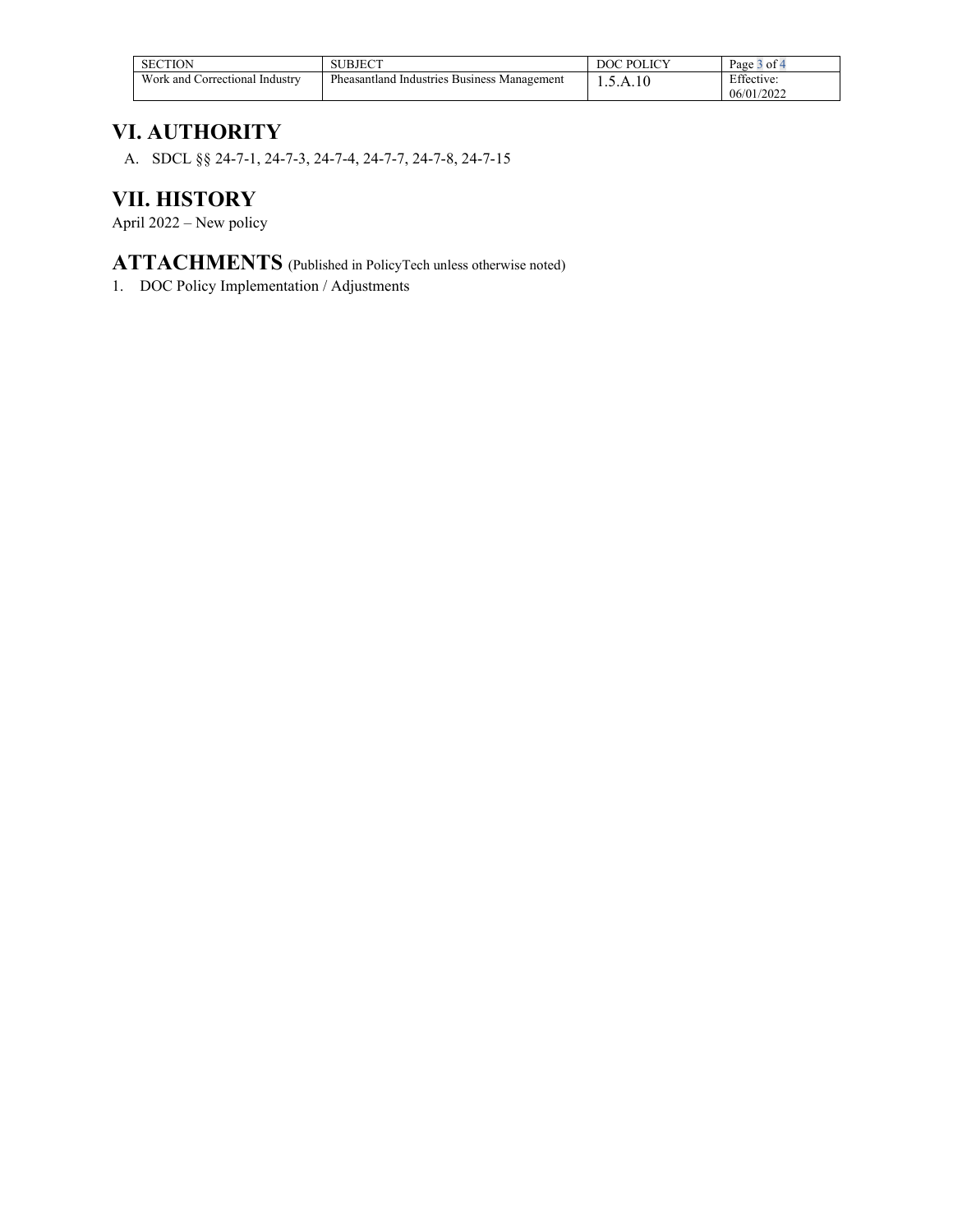# VI. AUTHORITY

A. SDCL §§ 24-7-1, 24-7-3, 24-7-4, 24-7-7, 24-7-8, 24-7-15

# VII. HISTORY

April 2022 – New policy

# ATTACHMENTS (Published in PolicyTech unless otherwise noted)

1. DOC Policy Implementation / Adjustments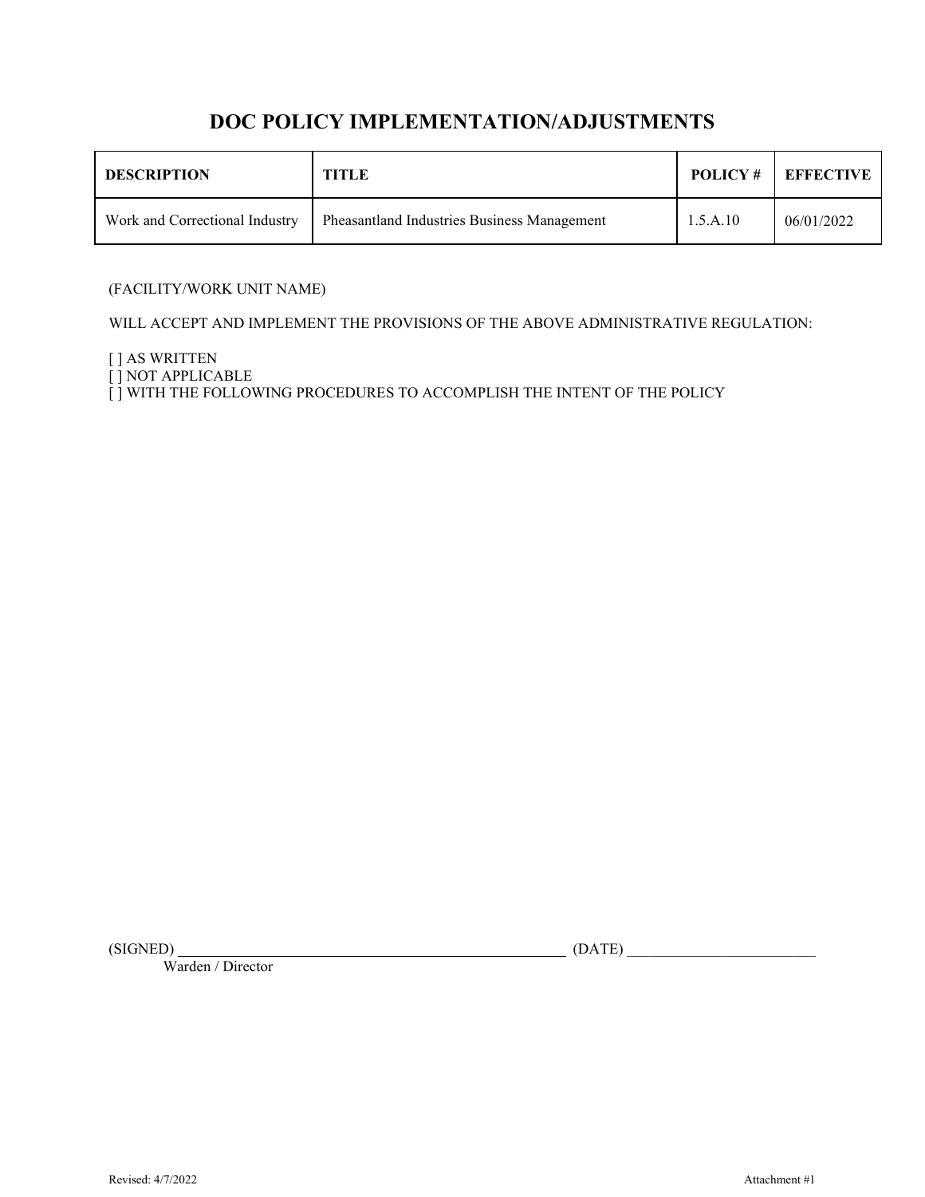# DOC POLICY IMPLEMENTATION/ADJUSTMENTS

| DESCRIPTION | TITLE | POLICY # | EFFECTIVE |
|---|---|---|---|
| Work and Correctional Industry | Pheasantland Industries Business Management | 1.5.A.10 | 06/01/2022 |

(FACILITY/WORK UNIT NAME)

WILL ACCEPT AND IMPLEMENT THE PROVISIONS OF THE ABOVE ADMINISTRATIVE REGULATION:

[ ] AS WRITTEN
[ ] NOT APPLICABLE
[ ] WITH THE FOLLOWING PROCEDURES TO ACCOMPLISH THE INTENT OF THE POLICY

(SIGNED) ______________________________________________ (DATE) ________________________
Warden / Director

Revised: 4/7/2022

Attachment #1